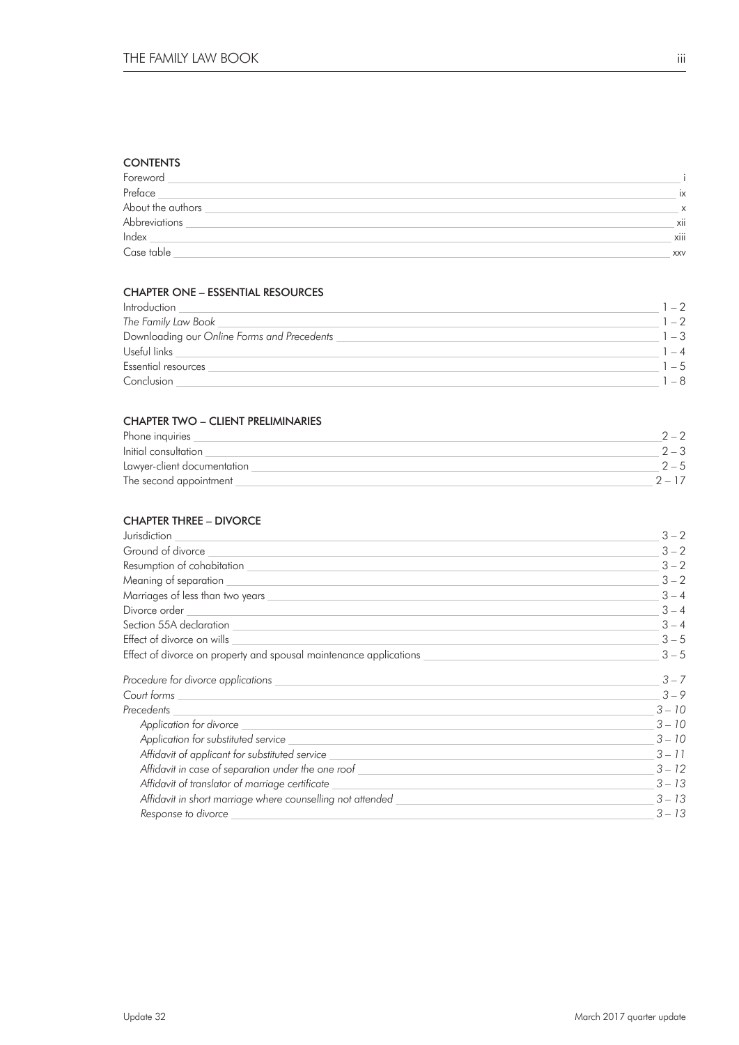## CONTENTS

| | |
|---|---|
| Foreword | i |
| Preface | ix |
| About the authors | x |
| Abbreviations | xii |
| Index | xiii |
| Case table | xxv |

### CHAPTER ONE – ESSENTIAL RESOURCES

| | |
|---|---|
| Introduction | 1 – 2 |
| *The Family Law Book* | 1 – 2 |
| Downloading our *Online Forms and Precedents* | 1 – 3 |
| Useful links | 1 – 4 |
| Essential resources | 1 – 5 |
| Conclusion | 1 – 8 |

### CHAPTER TWO – CLIENT PRELIMINARIES

| | |
|---|---|
| Phone inquiries | 2 – 2 |
| Initial consultation | 2 – 3 |
| Lawyer-client documentation | 2 – 5 |
| The second appointment | 2 – 17 |

### CHAPTER THREE – DIVORCE

| | |
|---|---|
| Jurisdiction | 3 – 2 |
| Ground of divorce | 3 – 2 |
| Resumption of cohabitation | 3 – 2 |
| Meaning of separation | 3 – 2 |
| Marriages of less than two years | 3 – 4 |
| Divorce order | 3 – 4 |
| Section 55A declaration | 3 – 4 |
| Effect of divorce on wills | 3 – 5 |
| Effect of divorce on property and spousal maintenance applications | 3 – 5 |
| *Procedure for divorce applications* | *3 – 7* |
| *Court forms* | *3 – 9* |
| *Precedents* | *3 – 10* |
| *Application for divorce* | *3 – 10* |
| *Application for substituted service* | *3 – 10* |
| *Affidavit of applicant for substituted service* | *3 – 11* |
| *Affidavit in case of separation under the one roof* | *3 – 12* |
| *Affidavit of translator of marriage certificate* | *3 – 13* |
| *Affidavit in short marriage where counselling not attended* | *3 – 13* |
| *Response to divorce* | *3 – 13* |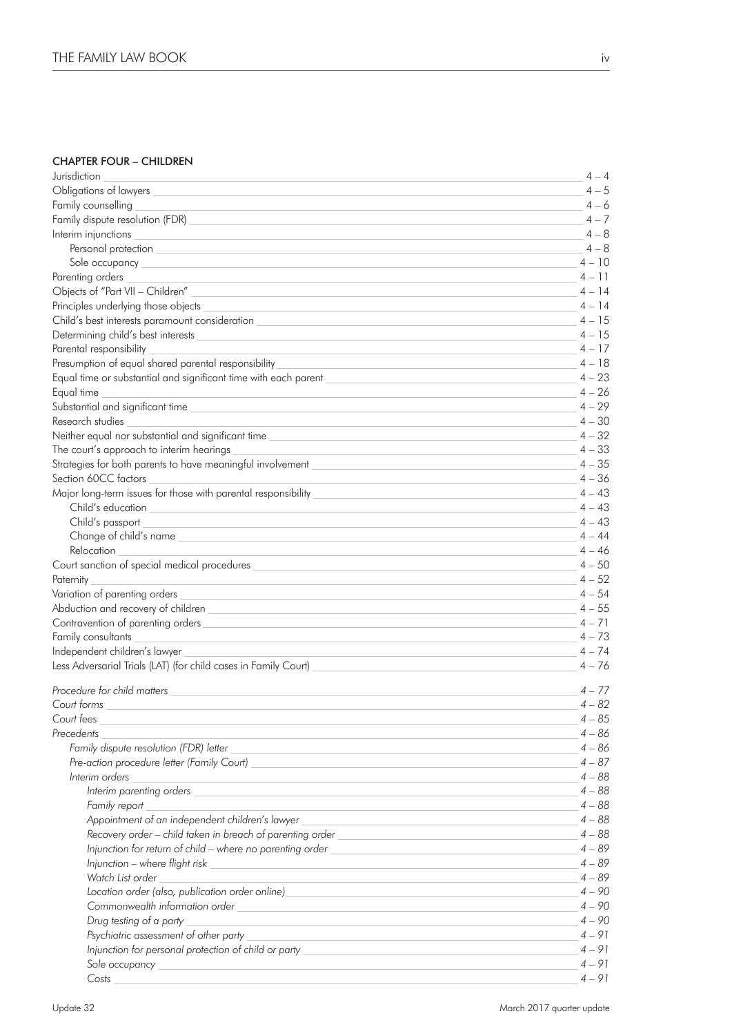## CHAPTER FOUR – CHILDREN

| | |
|---|---|
| Jurisdiction | 4 – 4 |
| Obligations of lawyers | 4 – 5 |
| Family counselling | 4 – 6 |
| Family dispute resolution (FDR) | 4 – 7 |
| Interim injunctions | 4 – 8 |
| &nbsp;&nbsp;&nbsp;&nbsp;Personal protection | 4 – 8 |
| &nbsp;&nbsp;&nbsp;&nbsp;Sole occupancy | 4 – 10 |
| Parenting orders | 4 – 11 |
| Objects of "Part VII – Children" | 4 – 14 |
| Principles underlying those objects | 4 – 14 |
| Child's best interests paramount consideration | 4 – 15 |
| Determining child's best interests | 4 – 15 |
| Parental responsibility | 4 – 17 |
| Presumption of equal shared parental responsibility | 4 – 18 |
| Equal time or substantial and significant time with each parent | 4 – 23 |
| Equal time | 4 – 26 |
| Substantial and significant time | 4 – 29 |
| Research studies | 4 – 30 |
| Neither equal nor substantial and significant time | 4 – 32 |
| The court's approach to interim hearings | 4 – 33 |
| Strategies for both parents to have meaningful involvement | 4 – 35 |
| Section 60CC factors | 4 – 36 |
| Major long-term issues for those with parental responsibility | 4 – 43 |
| &nbsp;&nbsp;&nbsp;&nbsp;Child's education | 4 – 43 |
| &nbsp;&nbsp;&nbsp;&nbsp;Child's passport | 4 – 43 |
| &nbsp;&nbsp;&nbsp;&nbsp;Change of child's name | 4 – 44 |
| &nbsp;&nbsp;&nbsp;&nbsp;Relocation | 4 – 46 |
| Court sanction of special medical procedures | 4 – 50 |
| Paternity | 4 – 52 |
| Variation of parenting orders | 4 – 54 |
| Abduction and recovery of children | 4 – 55 |
| Contravention of parenting orders | 4 – 71 |
| Family consultants | 4 – 73 |
| Independent children's lawyer | 4 – 74 |
| Less Adversarial Trials (LAT) (for child cases in Family Court) | 4 – 76 |
| *Procedure for child matters* | *4 – 77* |
| *Court forms* | *4 – 82* |
| *Court fees* | *4 – 85* |
| *Precedents* | *4 – 86* |
| &nbsp;&nbsp;&nbsp;&nbsp;*Family dispute resolution (FDR) letter* | *4 – 86* |
| &nbsp;&nbsp;&nbsp;&nbsp;*Pre-action procedure letter (Family Court)* | *4 – 87* |
| &nbsp;&nbsp;&nbsp;&nbsp;*Interim orders* | *4 – 88* |
| &nbsp;&nbsp;&nbsp;&nbsp;&nbsp;&nbsp;&nbsp;&nbsp;*Interim parenting orders* | *4 – 88* |
| &nbsp;&nbsp;&nbsp;&nbsp;&nbsp;&nbsp;&nbsp;&nbsp;*Family report* | *4 – 88* |
| &nbsp;&nbsp;&nbsp;&nbsp;&nbsp;&nbsp;&nbsp;&nbsp;*Appointment of an independent children's lawyer* | *4 – 88* |
| &nbsp;&nbsp;&nbsp;&nbsp;&nbsp;&nbsp;&nbsp;&nbsp;*Recovery order – child taken in breach of parenting order* | *4 – 88* |
| &nbsp;&nbsp;&nbsp;&nbsp;&nbsp;&nbsp;&nbsp;&nbsp;*Injunction for return of child – where no parenting order* | *4 – 89* |
| &nbsp;&nbsp;&nbsp;&nbsp;&nbsp;&nbsp;&nbsp;&nbsp;*Injunction – where flight risk* | *4 – 89* |
| &nbsp;&nbsp;&nbsp;&nbsp;&nbsp;&nbsp;&nbsp;&nbsp;*Watch List order* | *4 – 89* |
| &nbsp;&nbsp;&nbsp;&nbsp;&nbsp;&nbsp;&nbsp;&nbsp;*Location order (also, publication order online)* | *4 – 90* |
| &nbsp;&nbsp;&nbsp;&nbsp;&nbsp;&nbsp;&nbsp;&nbsp;*Commonwealth information order* | *4 – 90* |
| &nbsp;&nbsp;&nbsp;&nbsp;&nbsp;&nbsp;&nbsp;&nbsp;*Drug testing of a party* | *4 – 90* |
| &nbsp;&nbsp;&nbsp;&nbsp;&nbsp;&nbsp;&nbsp;&nbsp;*Psychiatric assessment of other party* | *4 – 91* |
| &nbsp;&nbsp;&nbsp;&nbsp;&nbsp;&nbsp;&nbsp;&nbsp;*Injunction for personal protection of child or party* | *4 – 91* |
| &nbsp;&nbsp;&nbsp;&nbsp;&nbsp;&nbsp;&nbsp;&nbsp;*Sole occupancy* | *4 – 91* |
| &nbsp;&nbsp;&nbsp;&nbsp;&nbsp;&nbsp;&nbsp;&nbsp;*Costs* | *4 – 91* |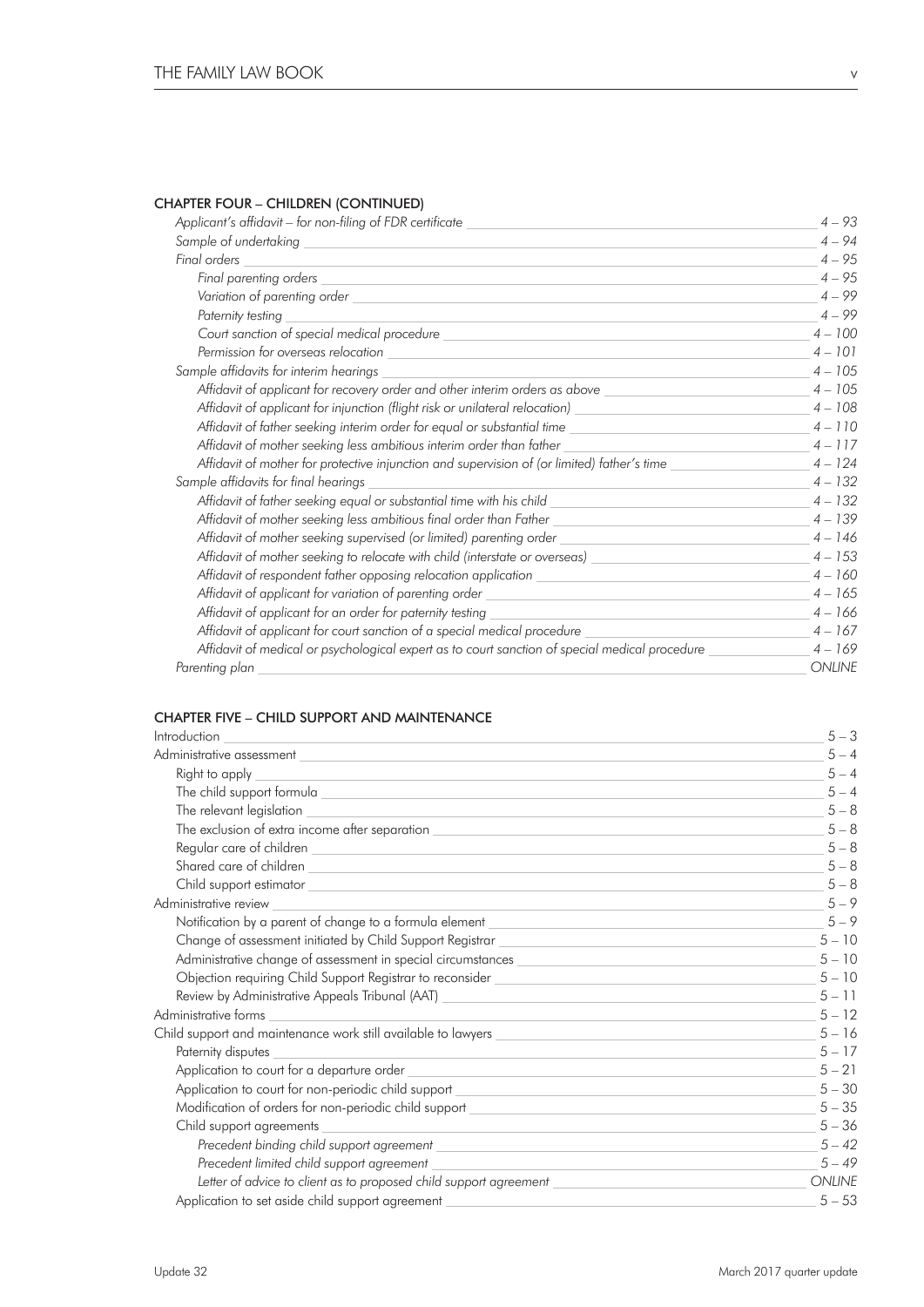## CHAPTER FOUR – CHILDREN (CONTINUED)

| | |
|---|---|
| *Applicant's affidavit – for non-filing of FDR certificate* | *4 – 93* |
| *Sample of undertaking* | *4 – 94* |
| *Final orders* | *4 – 95* |
| *Final parenting orders* | *4 – 95* |
| *Variation of parenting order* | *4 – 99* |
| *Paternity testing* | *4 – 99* |
| *Court sanction of special medical procedure* | *4 – 100* |
| *Permission for overseas relocation* | *4 – 101* |
| *Sample affidavits for interim hearings* | *4 – 105* |
| *Affidavit of applicant for recovery order and other interim orders as above* | *4 – 105* |
| *Affidavit of applicant for injunction (flight risk or unilateral relocation)* | *4 – 108* |
| *Affidavit of father seeking interim order for equal or substantial time* | *4 – 110* |
| *Affidavit of mother seeking less ambitious interim order than father* | *4 – 117* |
| *Affidavit of mother for protective injunction and supervision of (or limited) father's time* | *4 – 124* |
| *Sample affidavits for final hearings* | *4 – 132* |
| *Affidavit of father seeking equal or substantial time with his child* | *4 – 132* |
| *Affidavit of mother seeking less ambitious final order than Father* | *4 – 139* |
| *Affidavit of mother seeking supervised (or limited) parenting order* | *4 – 146* |
| *Affidavit of mother seeking to relocate with child (interstate or overseas)* | *4 – 153* |
| *Affidavit of respondent father opposing relocation application* | *4 – 160* |
| *Affidavit of applicant for variation of parenting order* | *4 – 165* |
| *Affidavit of applicant for an order for paternity testing* | *4 – 166* |
| *Affidavit of applicant for court sanction of a special medical procedure* | *4 – 167* |
| *Affidavit of medical or psychological expert as to court sanction of special medical procedure* | *4 – 169* |
| *Parenting plan* | *ONLINE* |

## CHAPTER FIVE – CHILD SUPPORT AND MAINTENANCE

| | |
|---|---|
| Introduction | 5 – 3 |
| Administrative assessment | 5 – 4 |
| Right to apply | 5 – 4 |
| The child support formula | 5 – 4 |
| The relevant legislation | 5 – 8 |
| The exclusion of extra income after separation | 5 – 8 |
| Regular care of children | 5 – 8 |
| Shared care of children | 5 – 8 |
| Child support estimator | 5 – 8 |
| Administrative review | 5 – 9 |
| Notification by a parent of change to a formula element | 5 – 9 |
| Change of assessment initiated by Child Support Registrar | 5 – 10 |
| Administrative change of assessment in special circumstances | 5 – 10 |
| Objection requiring Child Support Registrar to reconsider | 5 – 10 |
| Review by Administrative Appeals Tribunal (AAT) | 5 – 11 |
| Administrative forms | 5 – 12 |
| Child support and maintenance work still available to lawyers | 5 – 16 |
| Paternity disputes | 5 – 17 |
| Application to court for a departure order | 5 – 21 |
| Application to court for non-periodic child support | 5 – 30 |
| Modification of orders for non-periodic child support | 5 – 35 |
| Child support agreements | 5 – 36 |
| *Precedent binding child support agreement* | *5 – 42* |
| *Precedent limited child support agreement* | *5 – 49* |
| *Letter of advice to client as to proposed child support agreement* | *ONLINE* |
| Application to set aside child support agreement | 5 – 53 |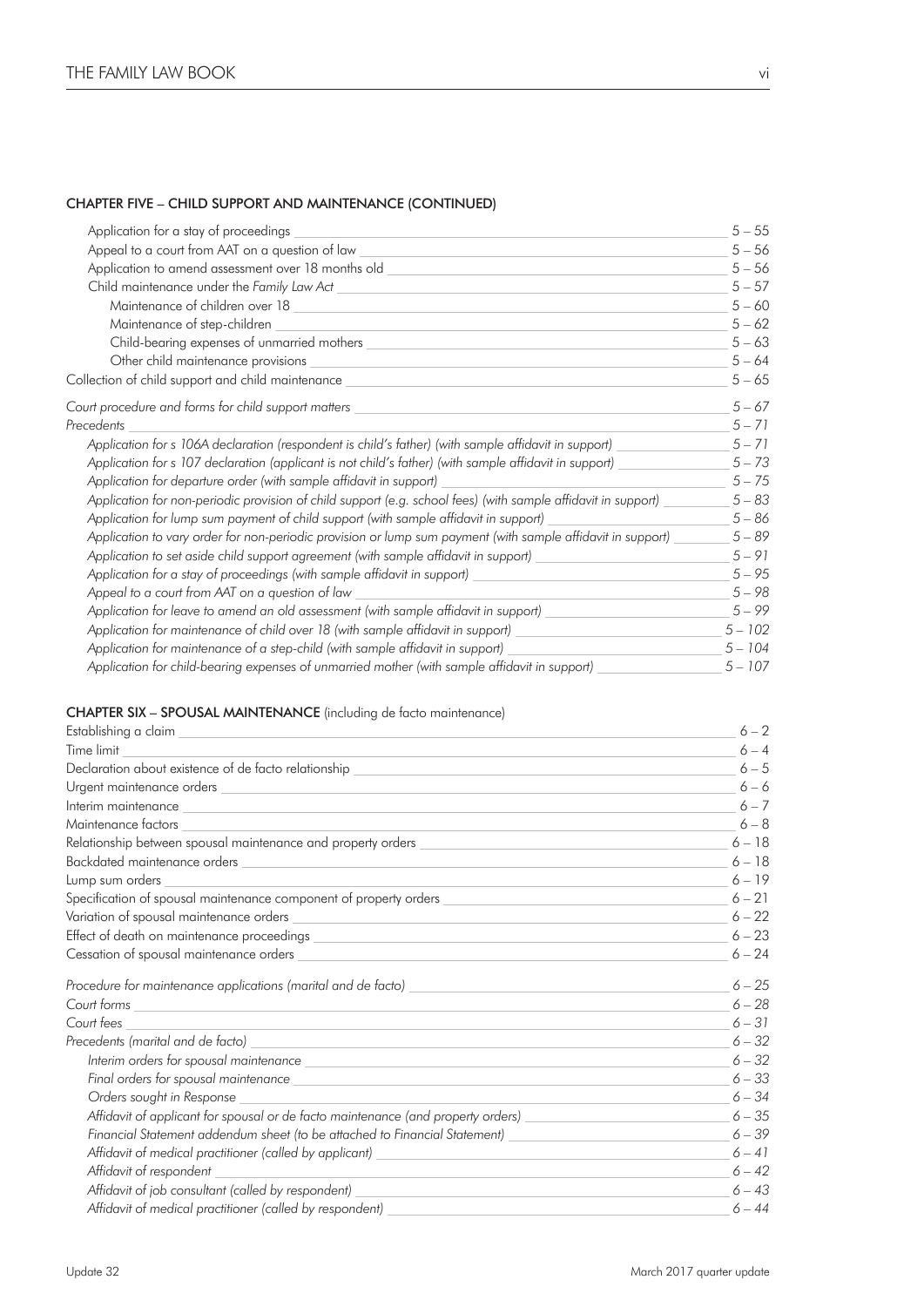## CHAPTER FIVE – CHILD SUPPORT AND MAINTENANCE (CONTINUED)

| | |
|---|---|
| Application for a stay of proceedings | 5 – 55 |
| Appeal to a court from AAT on a question of law | 5 – 56 |
| Application to amend assessment over 18 months old | 5 – 56 |
| Child maintenance under the *Family Law Act* | 5 – 57 |
| Maintenance of children over 18 | 5 – 60 |
| Maintenance of step-children | 5 – 62 |
| Child-bearing expenses of unmarried mothers | 5 – 63 |
| Other child maintenance provisions | 5 – 64 |
| Collection of child support and child maintenance | 5 – 65 |
| *Court procedure and forms for child support matters* | *5 – 67* |
| *Precedents* | *5 – 71* |
| *Application for s 106A declaration (respondent is child's father) (with sample affidavit in support)* | *5 – 71* |
| *Application for s 107 declaration (applicant is not child's father) (with sample affidavit in support)* | *5 – 73* |
| *Application for departure order (with sample affidavit in support)* | *5 – 75* |
| *Application for non-periodic provision of child support (e.g. school fees) (with sample affidavit in support)* | *5 – 83* |
| *Application for lump sum payment of child support (with sample affidavit in support)* | *5 – 86* |
| *Application to vary order for non-periodic provision or lump sum payment (with sample affidavit in support)* | *5 – 89* |
| *Application to set aside child support agreement (with sample affidavit in support)* | *5 – 91* |
| *Application for a stay of proceedings (with sample affidavit in support)* | *5 – 95* |
| *Appeal to a court from AAT on a question of law* | *5 – 98* |
| *Application for leave to amend an old assessment (with sample affidavit in support)* | *5 – 99* |
| *Application for maintenance of child over 18 (with sample affidavit in support)* | *5 – 102* |
| *Application for maintenance of a step-child (with sample affidavit in support)* | *5 – 104* |
| *Application for child-bearing expenses of unmarried mother (with sample affidavit in support)* | *5 – 107* |

## CHAPTER SIX – SPOUSAL MAINTENANCE (including de facto maintenance)

| | |
|---|---|
| Establishing a claim | 6 – 2 |
| Time limit | 6 – 4 |
| Declaration about existence of de facto relationship | 6 – 5 |
| Urgent maintenance orders | 6 – 6 |
| Interim maintenance | 6 – 7 |
| Maintenance factors | 6 – 8 |
| Relationship between spousal maintenance and property orders | 6 – 18 |
| Backdated maintenance orders | 6 – 18 |
| Lump sum orders | 6 – 19 |
| Specification of spousal maintenance component of property orders | 6 – 21 |
| Variation of spousal maintenance orders | 6 – 22 |
| Effect of death on maintenance proceedings | 6 – 23 |
| Cessation of spousal maintenance orders | 6 – 24 |
| *Procedure for maintenance applications (marital and de facto)* | *6 – 25* |
| *Court forms* | *6 – 28* |
| *Court fees* | *6 – 31* |
| *Precedents (marital and de facto)* | *6 – 32* |
| *Interim orders for spousal maintenance* | *6 – 32* |
| *Final orders for spousal maintenance* | *6 – 33* |
| *Orders sought in Response* | *6 – 34* |
| *Affidavit of applicant for spousal or de facto maintenance (and property orders)* | *6 – 35* |
| *Financial Statement addendum sheet (to be attached to Financial Statement)* | *6 – 39* |
| *Affidavit of medical practitioner (called by applicant)* | *6 – 41* |
| *Affidavit of respondent* | *6 – 42* |
| *Affidavit of job consultant (called by respondent)* | *6 – 43* |
| *Affidavit of medical practitioner (called by respondent)* | *6 – 44* |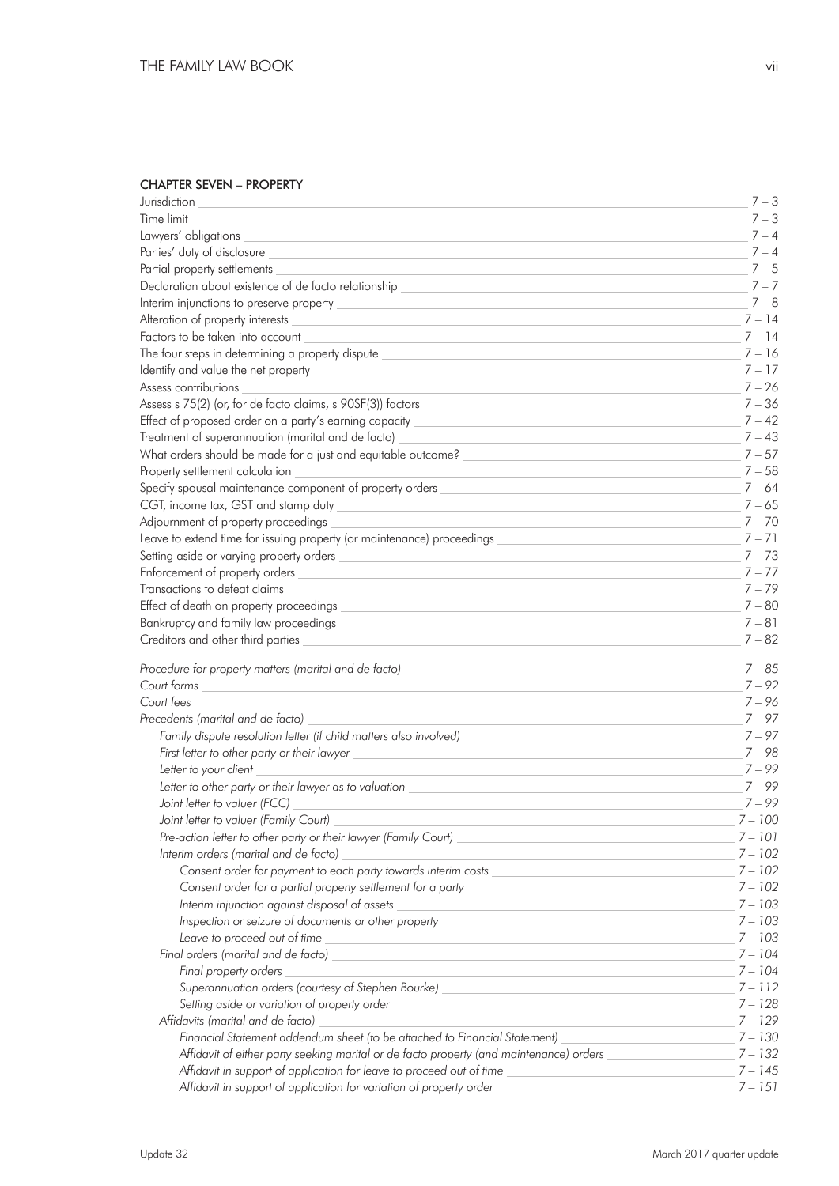## CHAPTER SEVEN – PROPERTY

| | |
|---|---|
| Jurisdiction | 7 – 3 |
| Time limit | 7 – 3 |
| Lawyers' obligations | 7 – 4 |
| Parties' duty of disclosure | 7 – 4 |
| Partial property settlements | 7 – 5 |
| Declaration about existence of de facto relationship | 7 – 7 |
| Interim injunctions to preserve property | 7 – 8 |
| Alteration of property interests | 7 – 14 |
| Factors to be taken into account | 7 – 14 |
| The four steps in determining a property dispute | 7 – 16 |
| Identify and value the net property | 7 – 17 |
| Assess contributions | 7 – 26 |
| Assess s 75(2) (or, for de facto claims, s 90SF(3)) factors | 7 – 36 |
| Effect of proposed order on a party's earning capacity | 7 – 42 |
| Treatment of superannuation (marital and de facto) | 7 – 43 |
| What orders should be made for a just and equitable outcome? | 7 – 57 |
| Property settlement calculation | 7 – 58 |
| Specify spousal maintenance component of property orders | 7 – 64 |
| CGT, income tax, GST and stamp duty | 7 – 65 |
| Adjournment of property proceedings | 7 – 70 |
| Leave to extend time for issuing property (or maintenance) proceedings | 7 – 71 |
| Setting aside or varying property orders | 7 – 73 |
| Enforcement of property orders | 7 – 77 |
| Transactions to defeat claims | 7 – 79 |
| Effect of death on property proceedings | 7 – 80 |
| Bankruptcy and family law proceedings | 7 – 81 |
| Creditors and other third parties | 7 – 82 |
| | |
| *Procedure for property matters (marital and de facto)* | *7 – 85* |
| *Court forms* | *7 – 92* |
| *Court fees* | *7 – 96* |
| *Precedents (marital and de facto)* | *7 – 97* |
| *Family dispute resolution letter (if child matters also involved)* | *7 – 97* |
| *First letter to other party or their lawyer* | *7 – 98* |
| *Letter to your client* | *7 – 99* |
| *Letter to other party or their lawyer as to valuation* | *7 – 99* |
| *Joint letter to valuer (FCC)* | *7 – 99* |
| *Joint letter to valuer (Family Court)* | *7 – 100* |
| *Pre-action letter to other party or their lawyer (Family Court)* | *7 – 101* |
| *Interim orders (marital and de facto)* | *7 – 102* |
| *Consent order for payment to each party towards interim costs* | *7 – 102* |
| *Consent order for a partial property settlement for a party* | *7 – 102* |
| *Interim injunction against disposal of assets* | *7 – 103* |
| *Inspection or seizure of documents or other property* | *7 – 103* |
| *Leave to proceed out of time* | *7 – 103* |
| *Final orders (marital and de facto)* | *7 – 104* |
| *Final property orders* | *7 – 104* |
| *Superannuation orders (courtesy of Stephen Bourke)* | *7 – 112* |
| *Setting aside or variation of property order* | *7 – 128* |
| *Affidavits (marital and de facto)* | *7 – 129* |
| *Financial Statement addendum sheet (to be attached to Financial Statement)* | *7 – 130* |
| *Affidavit of either party seeking marital or de facto property (and maintenance) orders* | *7 – 132* |
| *Affidavit in support of application for leave to proceed out of time* | *7 – 145* |
| *Affidavit in support of application for variation of property order* | *7 – 151* |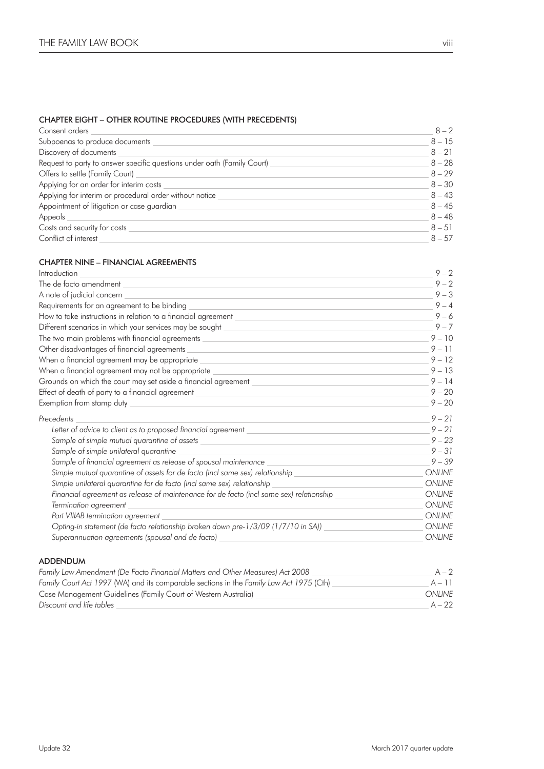### CHAPTER EIGHT – OTHER ROUTINE PROCEDURES (WITH PRECEDENTS)

| | |
|---|---|
| Consent orders | 8 – 2 |
| Subpoenas to produce documents | 8 – 15 |
| Discovery of documents | 8 – 21 |
| Request to party to answer specific questions under oath (Family Court) | 8 – 28 |
| Offers to settle (Family Court) | 8 – 29 |
| Applying for an order for interim costs | 8 – 30 |
| Applying for interim or procedural order without notice | 8 – 43 |
| Appointment of litigation or case guardian | 8 – 45 |
| Appeals | 8 – 48 |
| Costs and security for costs | 8 – 51 |
| Conflict of interest | 8 – 57 |

### CHAPTER NINE – FINANCIAL AGREEMENTS

| | |
|---|---|
| Introduction | 9 – 2 |
| The de facto amendment | 9 – 2 |
| A note of judicial concern | 9 – 3 |
| Requirements for an agreement to be binding | 9 – 4 |
| How to take instructions in relation to a financial agreement | 9 – 6 |
| Different scenarios in which your services may be sought | 9 – 7 |
| The two main problems with financial agreements | 9 – 10 |
| Other disadvantages of financial agreements | 9 – 11 |
| When a financial agreement may be appropriate | 9 – 12 |
| When a financial agreement may not be appropriate | 9 – 13 |
| Grounds on which the court may set aside a financial agreement | 9 – 14 |
| Effect of death of party to a financial agreement | 9 – 20 |
| Exemption from stamp duty | 9 – 20 |
| *Precedents* | *9 – 21* |
| *Letter of advice to client as to proposed financial agreement* | *9 – 21* |
| *Sample of simple mutual quarantine of assets* | *9 – 23* |
| *Sample of simple unilateral quarantine* | *9 – 31* |
| *Sample of financial agreement as release of spousal maintenance* | *9 – 39* |
| *Simple mutual quarantine of assets for de facto (incl same sex) relationship* | *ONLINE* |
| *Simple unilateral quarantine for de facto (incl same sex) relationship* | *ONLINE* |
| *Financial agreement as release of maintenance for de facto (incl same sex) relationship* | *ONLINE* |
| *Termination agreement* | *ONLINE* |
| *Part VIIIAB termination agreement* | *ONLINE* |
| *Opting-in statement (de facto relationship broken down pre-1/3/09 (1/7/10 in SA))* | *ONLINE* |
| *Superannuation agreements (spousal and de facto)* | *ONLINE* |

### ADDENDUM

| | |
|---|---|
| *Family Law Amendment (De Facto Financial Matters and Other Measures) Act 2008* | A – 2 |
| *Family Court Act 1997* (WA) and its comparable sections in the *Family Law Act 1975* (Cth) | A – 11 |
| Case Management Guidelines (Family Court of Western Australia) | *ONLINE* |
| *Discount and life tables* | A – 22 |